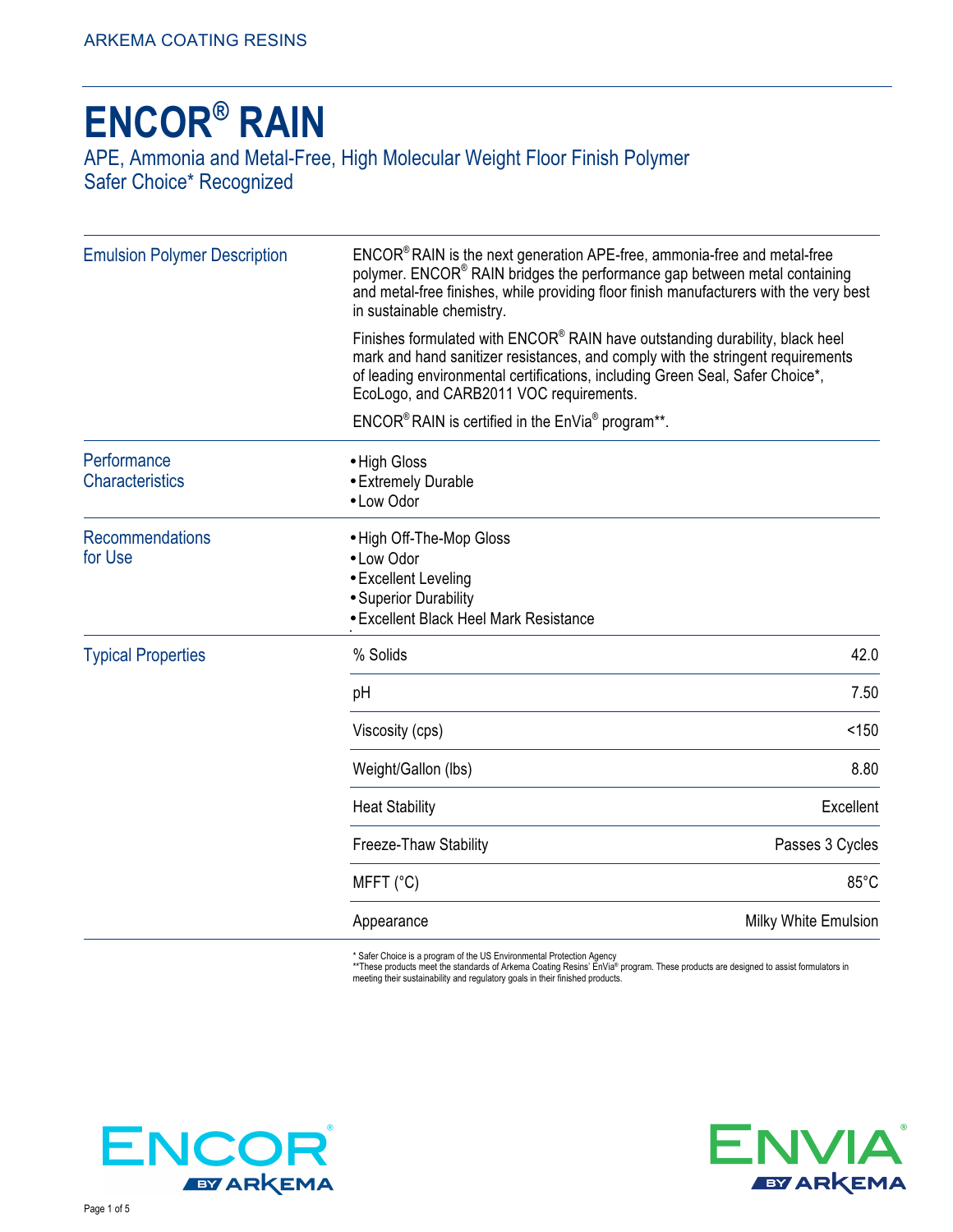ARKEMA COATING RESINS

# ENCOR® RAIN

APE, Ammonia and Metal-Free, High Molecular Weight Floor Finish Polymer
Safer Choice* Recognized

## Emulsion Polymer Description

ENCOR® RAIN is the next generation APE-free, ammonia-free and metal-free polymer. ENCOR® RAIN bridges the performance gap between metal containing and metal-free finishes, while providing floor finish manufacturers with the very best in sustainable chemistry.

Finishes formulated with ENCOR® RAIN have outstanding durability, black heel mark and hand sanitizer resistances, and comply with the stringent requirements of leading environmental certifications, including Green Seal, Safer Choice*, EcoLogo, and CARB2011 VOC requirements.

ENCOR® RAIN is certified in the EnVia® program**.

## Performance Characteristics

- High Gloss
- Extremely Durable
- Low Odor

## Recommendations for Use

- High Off-The-Mop Gloss
- Low Odor
- Excellent Leveling
- Superior Durability
- Excellent Black Heel Mark Resistance

## Typical Properties

| Property | Value |
|---|---|
| % Solids | 42.0 |
| pH | 7.50 |
| Viscosity (cps) | <150 |
| Weight/Gallon (lbs) | 8.80 |
| Heat Stability | Excellent |
| Freeze-Thaw Stability | Passes 3 Cycles |
| MFFT (°C) | 85°C |
| Appearance | Milky White Emulsion |

* Safer Choice is a program of the US Environmental Protection Agency
**These products meet the standards of Arkema Coating Resins' EnVia® program. These products are designed to assist formulators in meeting their sustainability and regulatory goals in their finished products.

ENCOR® BY ARKEMA

ENVIA® BY ARKEMA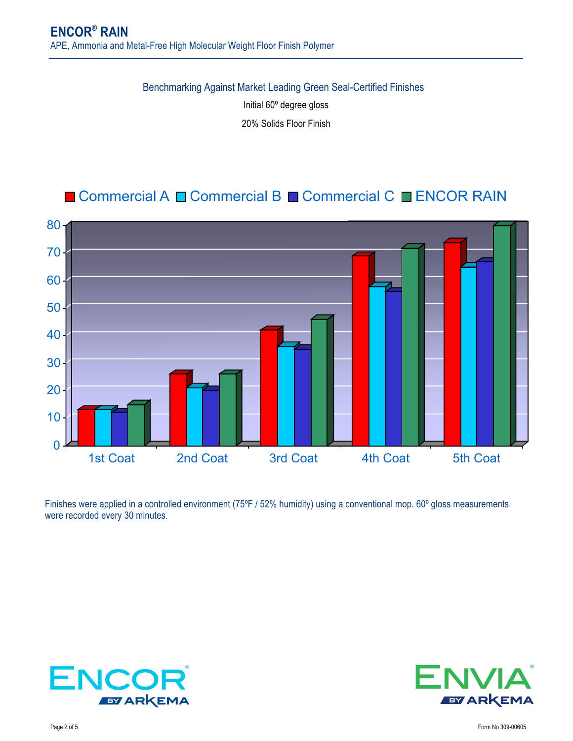Benchmarking Against Market Leading Green Seal-Certified Finishes

Initial 60º degree gloss

20% Solids Floor Finish

Finishes were applied in a controlled environment (75ºF / 52% humidity) using a conventional mop. 60º gloss measurements were recorded every 30 minutes.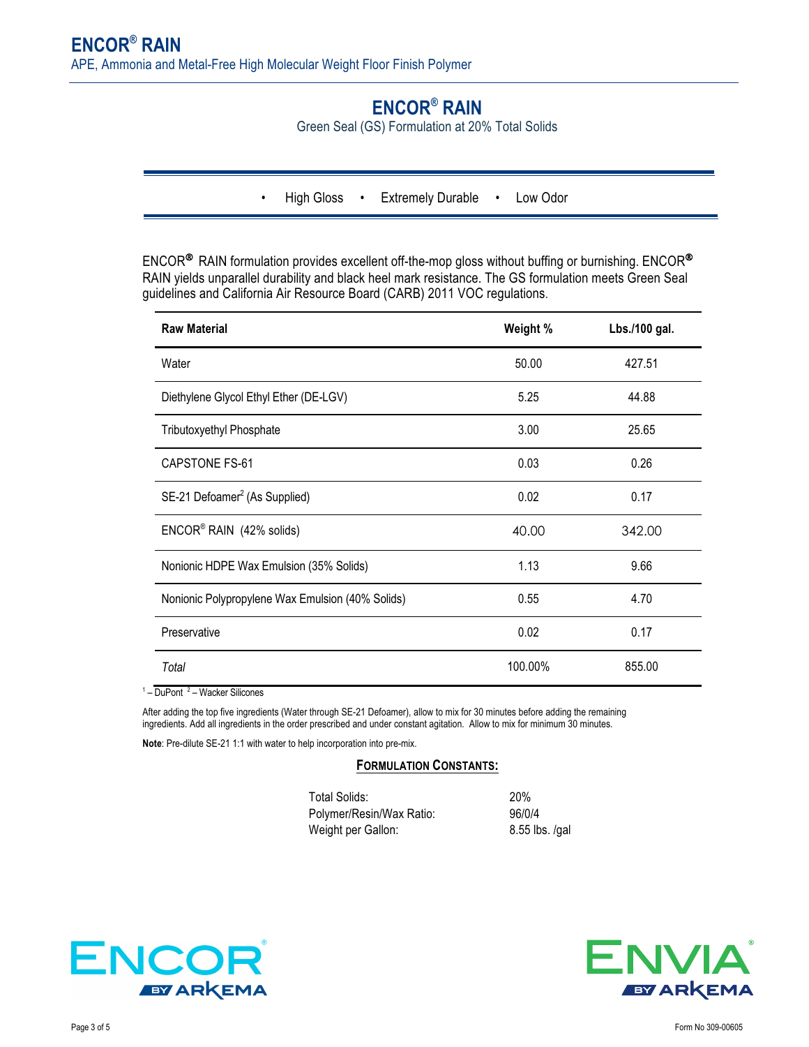# ENCOR® RAIN

Green Seal (GS) Formulation at 20% Total Solids

• High Gloss • Extremely Durable • Low Odor

ENCOR® RAIN formulation provides excellent off-the-mop gloss without buffing or burnishing. ENCOR® RAIN yields unparallel durability and black heel mark resistance. The GS formulation meets Green Seal guidelines and California Air Resource Board (CARB) 2011 VOC regulations.

| Raw Material | Weight % | Lbs./100 gal. |
|---|---|---|
| Water | 50.00 | 427.51 |
| Diethylene Glycol Ethyl Ether (DE-LGV) | 5.25 | 44.88 |
| Tributoxyethyl Phosphate | 3.00 | 25.65 |
| CAPSTONE FS-61 | 0.03 | 0.26 |
| SE-21 Defoamer[2] (As Supplied) | 0.02 | 0.17 |
| ENCOR® RAIN (42% solids) | 40.00 | 342.00 |
| Nonionic HDPE Wax Emulsion (35% Solids) | 1.13 | 9.66 |
| Nonionic Polypropylene Wax Emulsion (40% Solids) | 0.55 | 4.70 |
| Preservative | 0.02 | 0.17 |
| *Total* | 100.00% | 855.00 |

[1] – DuPont [2] – Wacker Silicones

After adding the top five ingredients (Water through SE-21 Defoamer), allow to mix for 30 minutes before adding the remaining ingredients. Add all ingredients in the order prescribed and under constant agitation. Allow to mix for minimum 30 minutes.

**Note**: Pre-dilute SE-21 1:1 with water to help incorporation into pre-mix.

**FORMULATION CONSTANTS:**

| | |
|---|---|
| Total Solids: | 20% |
| Polymer/Resin/Wax Ratio: | 96/0/4 |
| Weight per Gallon: | 8.55 lbs. /gal |

Form No 309-00605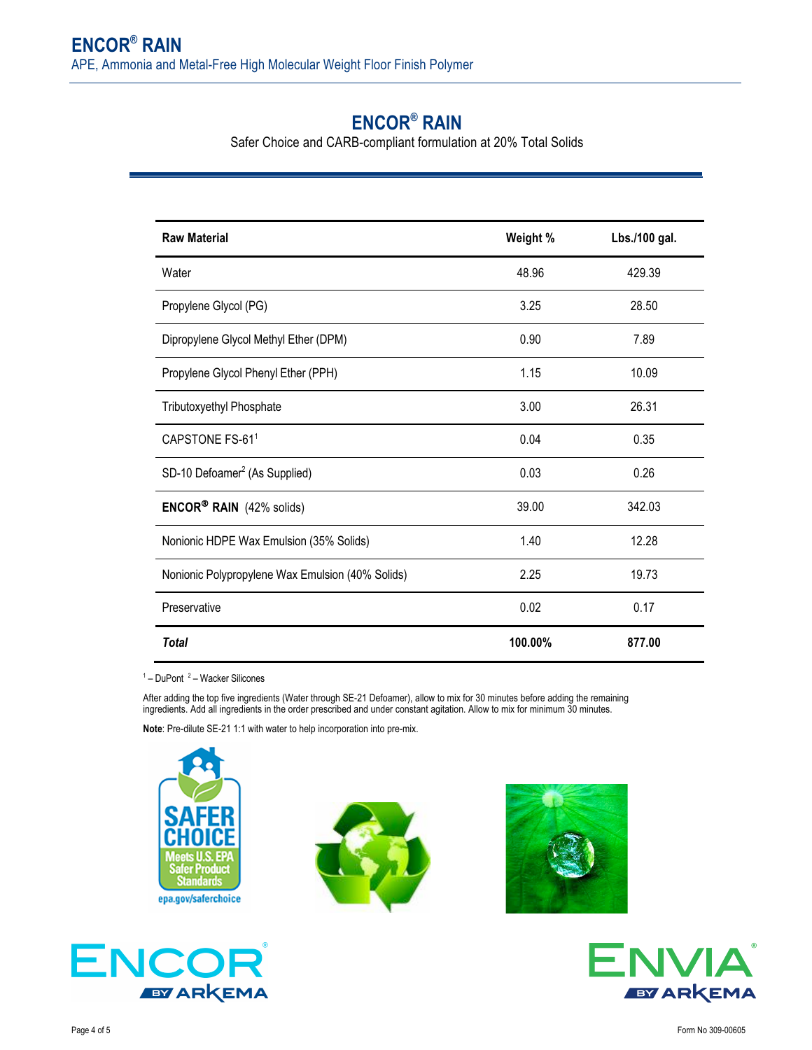# ENCOR® RAIN

Safer Choice and CARB-compliant formulation at 20% Total Solids

| Raw Material | Weight % | Lbs./100 gal. |
|---|---|---|
| Water | 48.96 | 429.39 |
| Propylene Glycol (PG) | 3.25 | 28.50 |
| Dipropylene Glycol Methyl Ether (DPM) | 0.90 | 7.89 |
| Propylene Glycol Phenyl Ether (PPH) | 1.15 | 10.09 |
| Tributoxyethyl Phosphate | 3.00 | 26.31 |
| CAPSTONE FS-61[1] | 0.04 | 0.35 |
| SD-10 Defoamer[2] (As Supplied) | 0.03 | 0.26 |
| **ENCOR® RAIN** (42% solids) | 39.00 | 342.03 |
| Nonionic HDPE Wax Emulsion (35% Solids) | 1.40 | 12.28 |
| Nonionic Polypropylene Wax Emulsion (40% Solids) | 2.25 | 19.73 |
| Preservative | 0.02 | 0.17 |
| ***Total*** | **100.00%** | **877.00** |

[1] – DuPont [2] – Wacker Silicones

After adding the top five ingredients (Water through SE-21 Defoamer), allow to mix for 30 minutes before adding the remaining ingredients. Add all ingredients in the order prescribed and under constant agitation. Allow to mix for minimum 30 minutes.

**Note**: Pre-dilute SE-21 1:1 with water to help incorporation into pre-mix.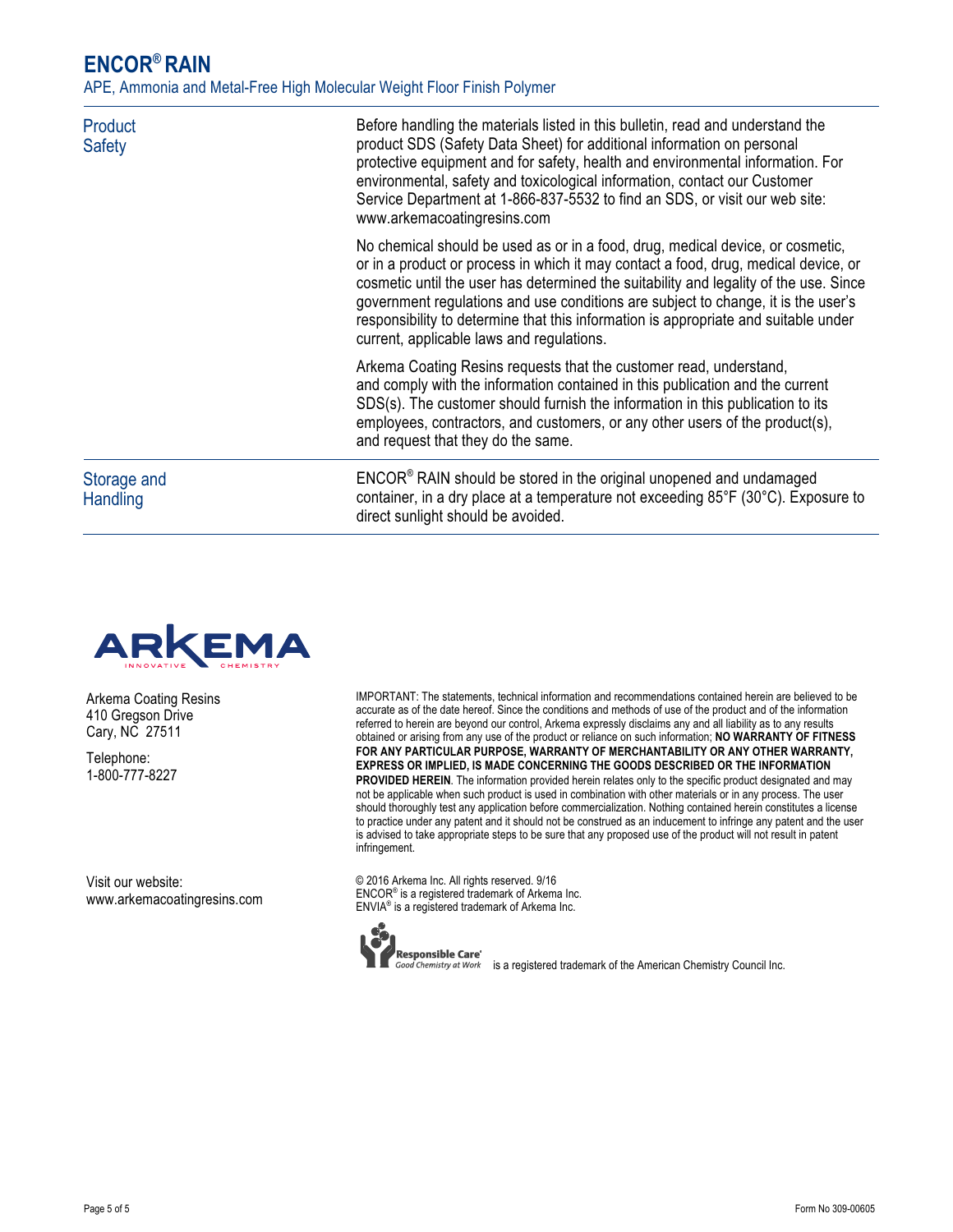# ENCOR® RAIN

APE, Ammonia and Metal-Free High Molecular Weight Floor Finish Polymer

## Product Safety

Before handling the materials listed in this bulletin, read and understand the product SDS (Safety Data Sheet) for additional information on personal protective equipment and for safety, health and environmental information. For environmental, safety and toxicological information, contact our Customer Service Department at 1-866-837-5532 to find an SDS, or visit our web site: www.arkemacoatingresins.com

No chemical should be used as or in a food, drug, medical device, or cosmetic, or in a product or process in which it may contact a food, drug, medical device, or cosmetic until the user has determined the suitability and legality of the use. Since government regulations and use conditions are subject to change, it is the user's responsibility to determine that this information is appropriate and suitable under current, applicable laws and regulations.

Arkema Coating Resins requests that the customer read, understand, and comply with the information contained in this publication and the current SDS(s). The customer should furnish the information in this publication to its employees, contractors, and customers, or any other users of the product(s), and request that they do the same.

## Storage and Handling

ENCOR® RAIN should be stored in the original unopened and undamaged container, in a dry place at a temperature not exceeding 85°F (30°C). Exposure to direct sunlight should be avoided.

ARKEMA
INNOVATIVE CHEMISTRY

Arkema Coating Resins
410 Gregson Drive
Cary, NC 27511

Telephone:
1-800-777-8227

Visit our website:
www.arkemacoatingresins.com

IMPORTANT: The statements, technical information and recommendations contained herein are believed to be accurate as of the date hereof. Since the conditions and methods of use of the product and of the information referred to herein are beyond our control, Arkema expressly disclaims any and all liability as to any results obtained or arising from any use of the product or reliance on such information; **NO WARRANTY OF FITNESS FOR ANY PARTICULAR PURPOSE, WARRANTY OF MERCHANTABILITY OR ANY OTHER WARRANTY, EXPRESS OR IMPLIED, IS MADE CONCERNING THE GOODS DESCRIBED OR THE INFORMATION PROVIDED HEREIN**. The information provided herein relates only to the specific product designated and may not be applicable when such product is used in combination with other materials or in any process. The user should thoroughly test any application before commercialization. Nothing contained herein constitutes a license to practice under any patent and it should not be construed as an inducement to infringe any patent and the user is advised to take appropriate steps to be sure that any proposed use of the product will not result in patent infringement.

© 2016 Arkema Inc. All rights reserved. 9/16
ENCOR® is a registered trademark of Arkema Inc.
ENVIA® is a registered trademark of Arkema Inc.

Responsible Care® Good Chemistry at Work is a registered trademark of the American Chemistry Council Inc.

Form No 309-00605